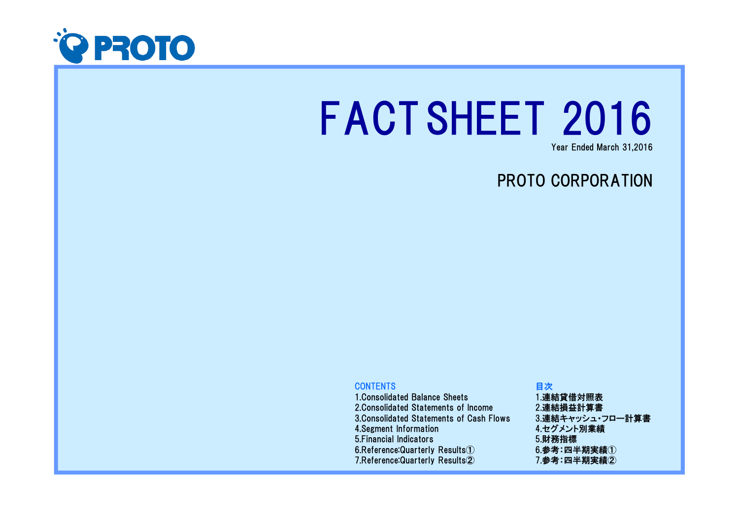PROTO

# FACT SHEET 2016

Year Ended March 31,2016

## PROTO CORPORATION

| CONTENTS | 目次 |
| --- | --- |
| 1.Consolidated Balance Sheets | 1.連結貸借対照表 |
| 2.Consolidated Statements of Income | 2.連結損益計算書 |
| 3.Consolidated Statements of Cash Flows | 3.連結キャッシュ・フロー計算書 |
| 4.Segment Information | 4.セグメント別業績 |
| 5.Financial Indicators | 5.財務指標 |
| 6.Reference:Quarterly Results① | 6.参考：四半期実績① |
| 7.Reference:Quarterly Results② | 7.参考：四半期実績② |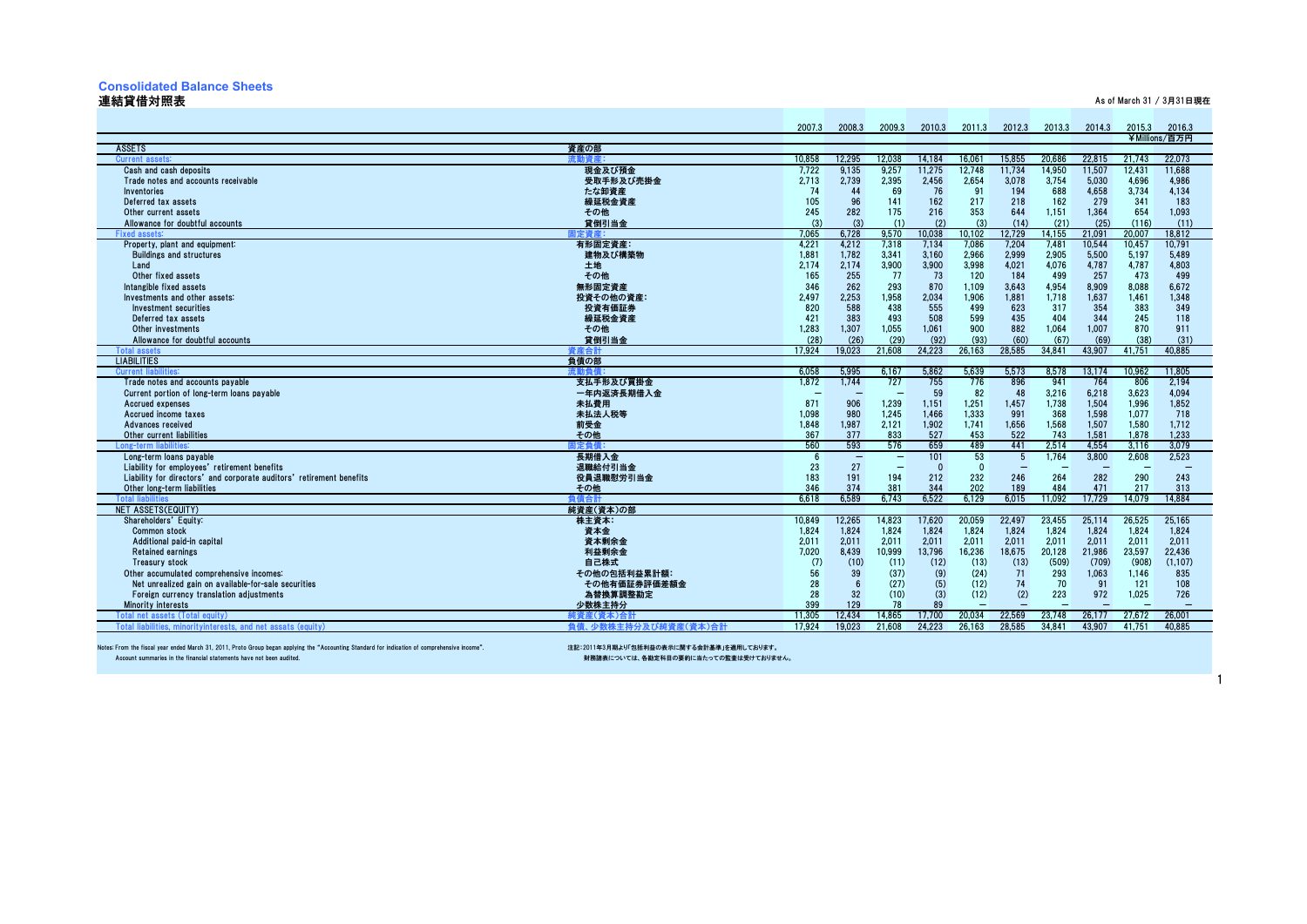# Consolidated Balance Sheets
## 連結貸借対照表

As of March 31 / 3月31日現在

| | | 2007.3 | 2008.3 | 2009.3 | 2010.3 | 2011.3 | 2012.3 | 2013.3 | 2014.3 | 2015.3 | 2016.3 |
|---|---|---|---|---|---|---|---|---|---|---|---|
| | | | | | | | | | | ¥Millions/百万円 | |
| ASSETS | 資産の部 | | | | | | | | | | |
| Current assets: | 流動資産: | 10,858 | 12,295 | 12,038 | 14,184 | 16,061 | 15,855 | 20,686 | 22,815 | 21,743 | 22,073 |
| Cash and cash deposits | 現金及び預金 | 7,722 | 9,135 | 9,257 | 11,275 | 12,748 | 11,734 | 14,950 | 11,507 | 12,431 | 11,688 |
| Trade notes and accounts receivable | 受取手形及び売掛金 | 2,713 | 2,739 | 2,395 | 2,456 | 2,654 | 3,078 | 3,754 | 5,030 | 4,696 | 4,986 |
| Inventories | たな卸資産 | 74 | 44 | 69 | 76 | 91 | 194 | 688 | 4,658 | 3,734 | 4,134 |
| Deferred tax assets | 繰延税金資産 | 105 | 96 | 141 | 162 | 217 | 218 | 162 | 279 | 341 | 183 |
| Other current assets | その他 | 245 | 282 | 175 | 216 | 353 | 644 | 1,151 | 1,364 | 654 | 1,093 |
| Allowance for doubtful accounts | 貸倒引当金 | (3) | (3) | (1) | (2) | (3) | (14) | (21) | (25) | (116) | (11) |
| Fixed assets: | 固定資産: | 7,065 | 6,728 | 9,570 | 10,038 | 10,102 | 12,729 | 14,155 | 21,091 | 20,007 | 18,812 |
| Property, plant and equipment: | 有形固定資産: | 4,221 | 4,212 | 7,318 | 7,134 | 7,086 | 7,204 | 7,481 | 10,544 | 10,457 | 10,791 |
| Buildings and structures | 建物及び構築物 | 1,881 | 1,782 | 3,341 | 3,160 | 2,966 | 2,999 | 2,905 | 5,500 | 5,197 | 5,489 |
| Land | 土地 | 2,174 | 2,174 | 3,900 | 3,900 | 3,998 | 4,021 | 4,076 | 4,787 | 4,787 | 4,803 |
| Other fixed assets | その他 | 165 | 255 | 77 | 73 | 120 | 184 | 499 | 257 | 473 | 499 |
| Intangible fixed assets | 無形固定資産 | 346 | 262 | 293 | 870 | 1,109 | 3,643 | 4,954 | 8,909 | 8,088 | 6,672 |
| Investments and other assets: | 投資その他の資産: | 2,497 | 2,253 | 1,958 | 2,034 | 1,906 | 1,881 | 1,718 | 1,637 | 1,461 | 1,348 |
| Investment securities | 投資有価証券 | 820 | 588 | 438 | 555 | 499 | 623 | 317 | 354 | 383 | 349 |
| Deferred tax assets | 繰延税金資産 | 421 | 383 | 493 | 508 | 599 | 435 | 404 | 344 | 245 | 118 |
| Other investments | その他 | 1,283 | 1,307 | 1,055 | 1,061 | 900 | 882 | 1,064 | 1,007 | 870 | 911 |
| Allowance for doubtful accounts | 貸倒引当金 | (28) | (26) | (29) | (92) | (93) | (60) | (67) | (69) | (38) | (31) |
| Total assets | 資産合計 | 17,924 | 19,023 | 21,608 | 24,223 | 26,163 | 28,585 | 34,841 | 43,907 | 41,751 | 40,885 |
| LIABILITIES | 負債の部 | | | | | | | | | | |
| Current liabilities: | 流動負債: | 6,058 | 5,995 | 6,167 | 5,862 | 5,639 | 5,573 | 8,578 | 13,174 | 10,962 | 11,805 |
| Trade notes and accounts payable | 支払手形及び買掛金 | 1,872 | 1,744 | 727 | 755 | 776 | 896 | 941 | 764 | 806 | 2,194 |
| Current portion of long-term loans payable | 一年内返済長期借入金 | ― | ― | ― | 59 | 82 | 48 | 3,216 | 6,218 | 3,623 | 4,094 |
| Accrued expenses | 未払費用 | 871 | 906 | 1,239 | 1,151 | 1,251 | 1,457 | 1,738 | 1,504 | 1,996 | 1,852 |
| Accrued income taxes | 未払法人税等 | 1,098 | 980 | 1,245 | 1,466 | 1,333 | 991 | 368 | 1,598 | 1,077 | 718 |
| Advances received | 前受金 | 1,848 | 1,987 | 2,121 | 1,902 | 1,741 | 1,656 | 1,568 | 1,507 | 1,580 | 1,712 |
| Other current liabilities | その他 | 367 | 377 | 833 | 527 | 453 | 522 | 743 | 1,581 | 1,878 | 1,233 |
| Long-term liabilities: | 固定負債: | 560 | 593 | 576 | 659 | 489 | 441 | 2,514 | 4,554 | 3,116 | 3,079 |
| Long-term loans payable | 長期借入金 | 6 | ― | ― | 101 | 53 | 5 | 1,764 | 3,800 | 2,608 | 2,523 |
| Liability for employees' retirement benefits | 退職給付引当金 | 23 | 27 | ― | 0 | 0 | ― | ― | ― | ― | ― |
| Liability for directors' and corporate auditors' retirement benefits | 役員退職慰労引当金 | 183 | 191 | 194 | 212 | 232 | 246 | 264 | 282 | 290 | 243 |
| Other long-term liabilities | その他 | 346 | 374 | 381 | 344 | 202 | 189 | 484 | 471 | 217 | 313 |
| Total liabilities | 負債合計 | 6,618 | 6,589 | 6,743 | 6,522 | 6,129 | 6,015 | 11,092 | 17,729 | 14,079 | 14,884 |
| NET ASSETS(EQUITY) | 純資産(資本)の部 | | | | | | | | | | |
| Shareholders' Equity: | 株主資本: | 10,849 | 12,265 | 14,823 | 17,620 | 20,059 | 22,497 | 23,455 | 25,114 | 26,525 | 25,165 |
| Common stock | 資本金 | 1,824 | 1,824 | 1,824 | 1,824 | 1,824 | 1,824 | 1,824 | 1,824 | 1,824 | 1,824 |
| Additional paid-in capital | 資本剰余金 | 2,011 | 2,011 | 2,011 | 2,011 | 2,011 | 2,011 | 2,011 | 2,011 | 2,011 | 2,011 |
| Retained earnings | 利益剰余金 | 7,020 | 8,439 | 10,999 | 13,796 | 16,236 | 18,675 | 20,128 | 21,986 | 23,597 | 22,436 |
| Treasury stock | 自己株式 | (7) | (10) | (11) | (12) | (13) | (13) | (509) | (709) | (908) | (1,107) |
| Other accumulated comprehensive incomes: | その他の包括利益累計額: | 56 | 39 | (37) | (9) | (24) | 71 | 293 | 1,063 | 1,146 | 835 |
| Net unrealized gain on available-for-sale securities | その他有価証券評価差額金 | 28 | 6 | (27) | (5) | (12) | 74 | 70 | 91 | 121 | 108 |
| Foreign currency translation adjustments | 為替換算調整勘定 | 28 | 32 | (10) | (3) | (12) | (2) | 223 | 972 | 1,025 | 726 |
| Minority interests | 少数株主持分 | 399 | 129 | 78 | 89 | ― | ― | ― | ― | ― | ― |
| Total net assets (Total equity) | 純資産(資本)合計 | 11,305 | 12,434 | 14,865 | 17,700 | 20,034 | 22,569 | 23,748 | 26,177 | 27,672 | 26,001 |
| Total liabilities, minorityinterests, and net assets (equity) | 負債、少数株主持分及び純資産(資本)合計 | 17,924 | 19,023 | 21,608 | 24,223 | 26,163 | 28,585 | 34,841 | 43,907 | 41,751 | 40,885 |

Notes: From the fiscal year ended March 31, 2011, Proto Group began applying the "Accounting Standard for indication of comprehensive income".
Account summaries in the financial statements have not been audited.

注記:2011年3月期より「包括利益の表示に関する会計基準」を適用しております。
財務諸表については、各勘定科目の要約に当たっての監査は受けておりません。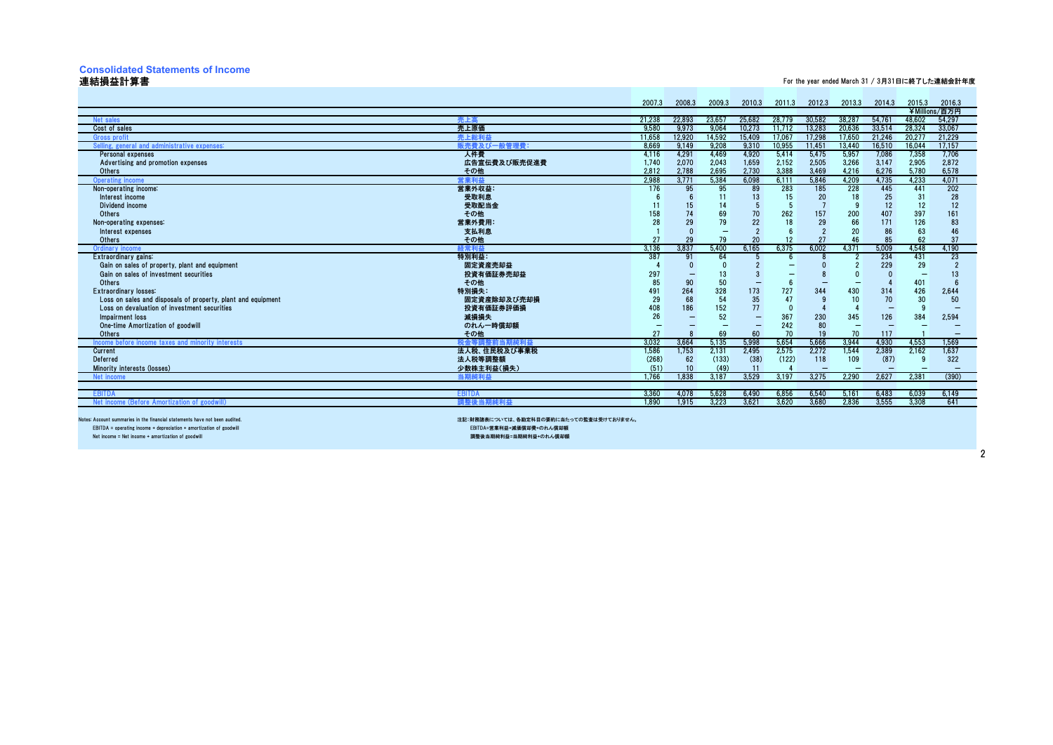# Consolidated Statements of Income
## 連結損益計算書

For the year ended March 31 / 3月31日に終了した連結会計年度

| | | 2007.3 | 2008.3 | 2009.3 | 2010.3 | 2011.3 | 2012.3 | 2013.3 | 2014.3 | 2015.3 | 2016.3 |
|---|---|---|---|---|---|---|---|---|---|---|---|
| | | | | | | | | | | ¥Millions/百万円 | |
| Net sales | 売上高 | 21,238 | 22,893 | 23,657 | 25,682 | 28,779 | 30,582 | 38,287 | 54,761 | 48,602 | 54,297 |
| Cost of sales | 売上原価 | 9,580 | 9,973 | 9,064 | 10,273 | 11,712 | 13,283 | 20,636 | 33,514 | 28,324 | 33,067 |
| Gross profit | 売上総利益 | 11,658 | 12,920 | 14,592 | 15,409 | 17,067 | 17,298 | 17,650 | 21,246 | 20,277 | 21,229 |
| Selling, general and administrative expenses: | 販売費及び一般管理費: | 8,669 | 9,149 | 9,208 | 9,310 | 10,955 | 11,451 | 13,440 | 16,510 | 16,044 | 17,157 |
| Personal expenses | 人件費 | 4,116 | 4,291 | 4,469 | 4,920 | 5,414 | 5,475 | 5,957 | 7,086 | 7,358 | 7,706 |
| Advertising and promotion expenses | 広告宣伝費及び販売促進費 | 1,740 | 2,070 | 2,043 | 1,659 | 2,152 | 2,505 | 3,266 | 3,147 | 2,905 | 2,872 |
| Others | その他 | 2,812 | 2,788 | 2,695 | 2,730 | 3,388 | 3,469 | 4,216 | 6,276 | 5,780 | 6,578 |
| Operating income | 営業利益 | 2,988 | 3,771 | 5,384 | 6,098 | 6,111 | 5,846 | 4,209 | 4,735 | 4,233 | 4,071 |
| Non-operating income: | 営業外収益: | 176 | 95 | 95 | 89 | 283 | 185 | 228 | 445 | 441 | 202 |
| Interest income | 受取利息 | 6 | 6 | 11 | 13 | 15 | 20 | 18 | 25 | 31 | 28 |
| Dividend income | 受取配当金 | 11 | 15 | 14 | 5 | 5 | 7 | 9 | 12 | 12 | 12 |
| Others | その他 | 158 | 74 | 69 | 70 | 262 | 157 | 200 | 407 | 397 | 161 |
| Non-operating expenses: | 営業外費用: | 28 | 29 | 79 | 22 | 18 | 29 | 66 | 171 | 126 | 83 |
| Interest expenses | 支払利息 | 1 | 0 | — | 2 | 6 | 2 | 20 | 86 | 63 | 46 |
| Others | その他 | 27 | 29 | 79 | 20 | 12 | 27 | 46 | 85 | 62 | 37 |
| Ordinary income | 経常利益 | 3,136 | 3,837 | 5,400 | 6,165 | 6,375 | 6,002 | 4,371 | 5,009 | 4,548 | 4,190 |
| Extraordinary gains: | 特別利益: | 387 | 91 | 64 | 5 | 6 | 8 | 2 | 234 | 431 | 23 |
| Gain on sales of property, plant and equipment | 固定資産売却益 | 4 | 0 | 0 | 2 | — | 0 | 2 | 229 | 29 | 2 |
| Gain on sales of investment securities | 投資有価証券売却益 | 297 | — | 13 | 3 | — | 8 | 0 | 0 | — | 13 |
| Others | その他 | 85 | 90 | 50 | — | 6 | — | — | 4 | 401 | 6 |
| Extraordinary losses: | 特別損失: | 491 | 264 | 328 | 173 | 727 | 344 | 430 | 314 | 426 | 2,644 |
| Loss on sales and disposals of property, plant and equipment | 固定資産除却及び売却損 | 29 | 68 | 54 | 35 | 47 | 9 | 10 | 70 | 30 | 50 |
| Loss on devaluation of investment securities | 投資有価証券評価損 | 408 | 186 | 152 | 77 | 0 | 4 | 4 | — | 9 | — |
| Impairment loss | 減損損失 | 26 | — | 52 | — | 367 | 230 | 345 | 126 | 384 | 2,594 |
| One-time Amortization of goodwill | のれん一時償却額 | — | — | — | — | 242 | 80 | — | — | — | — |
| Others | その他 | 27 | 8 | 69 | 60 | 70 | 19 | 70 | 117 | 1 | — |
| Income before income taxes and minority interests | 税金等調整前当期純利益 | 3,032 | 3,664 | 5,135 | 5,998 | 5,654 | 5,666 | 3,944 | 4,930 | 4,553 | 1,569 |
| Current | 法人税、住民税及び事業税 | 1,586 | 1,753 | 2,131 | 2,495 | 2,575 | 2,272 | 1,544 | 2,389 | 2,162 | 1,637 |
| Deferred | 法人税等調整額 | (268) | 62 | (133) | (38) | (122) | 118 | 109 | (87) | 9 | 322 |
| Minority interests (losses) | 少数株主利益(損失) | (51) | 10 | (49) | 11 | 4 | — | — | — | — | — |
| Net income | 当期純利益 | 1,766 | 1,838 | 3,187 | 3,529 | 3,197 | 3,275 | 2,290 | 2,627 | 2,381 | (390) |
| | | | | | | | | | | | |
| EBITDA | EBITDA | 3,360 | 4,078 | 5,628 | 6,490 | 6,856 | 6,540 | 5,161 | 6,483 | 6,039 | 6,149 |
| Net income (Before Amortization of goodwill) | 調整後当期純利益 | 1,890 | 1,915 | 3,223 | 3,621 | 3,620 | 3,680 | 2,836 | 3,555 | 3,308 | 641 |

Notes: Account summaries in the financial statements have not been audited.
EBITDA = operating income + depreciation + amortization of goodwill
Net income = Net income + amortization of goodwill

注記：財務諸表については、各勘定科目の要約に当たっての監査は受けておりません。
EBITDA=営業利益+減価償却費+のれん償却額
調整後当期純利益=当期純利益+のれん償却額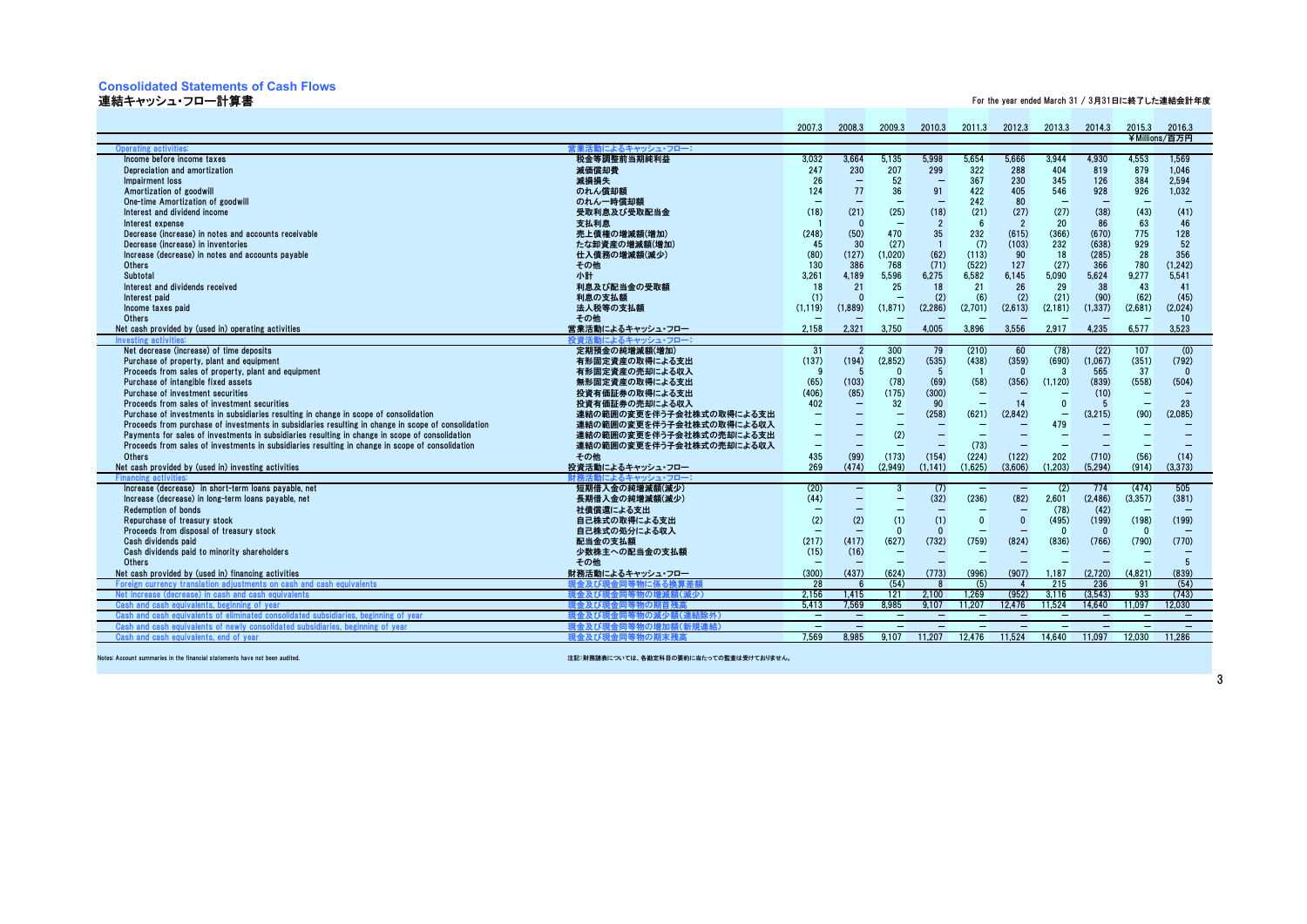# Consolidated Statements of Cash Flows
## 連結キャッシュ・フロー計算書

For the year ended March 31 / 3月31日に終了した連結会計年度

| | | 2007.3 | 2008.3 | 2009.3 | 2010.3 | 2011.3 | 2012.3 | 2013.3 | 2014.3 | 2015.3 | 2016.3 |
|---|---|---|---|---|---|---|---|---|---|---|---|
| | | | | | | | | | | ¥Millions/百万円 | |
| Operating activities: | 営業活動によるキャッシュ・フロー: | | | | | | | | | | |
| Income before income taxes | 税金等調整前当期純利益 | 3,032 | 3,664 | 5,135 | 5,998 | 5,654 | 5,666 | 3,944 | 4,930 | 4,553 | 1,569 |
| Depreciation and amortization | 減価償却費 | 247 | 230 | 207 | 299 | 322 | 288 | 404 | 819 | 879 | 1,046 |
| Impairment loss | 減損損失 | 26 | — | 52 | — | 367 | 230 | 345 | 126 | 384 | 2,594 |
| Amortization of goodwill | のれん償却額 | 124 | 77 | 36 | 91 | 422 | 405 | 546 | 928 | 926 | 1,032 |
| One-time Amortization of goodwill | のれん一時償却額 | — | — | — | — | 242 | 80 | — | — | — | — |
| Interest and dividend income | 受取利息及び受取配当金 | (18) | (21) | (25) | (18) | (21) | (27) | (27) | (38) | (43) | (41) |
| Interest expense | 支払利息 | 1 | 0 | — | 2 | 6 | 2 | 20 | 86 | 63 | 46 |
| Decrease (increase) in notes and accounts receivable | 売上債権の増減額(増加) | (248) | (50) | 470 | 35 | 232 | (615) | (366) | (670) | 775 | 128 |
| Decrease (increase) in inventories | たな卸資産の増減額(増加) | 45 | 30 | (27) | 1 | (7) | (103) | 232 | (638) | 929 | 52 |
| Increase (decrease) in notes and accounts payable | 仕入債務の増減額(減少) | (80) | (127) | (1,020) | (62) | (113) | 90 | 18 | (285) | 28 | 356 |
| Others | その他 | 130 | 386 | 768 | (71) | (522) | 127 | (27) | 366 | 780 | (1,242) |
| Subtotal | 小計 | 3,261 | 4,189 | 5,596 | 6,275 | 6,582 | 6,145 | 5,090 | 5,624 | 9,277 | 5,541 |
| Interest and dividends received | 利息及び配当金の受取額 | 18 | 21 | 25 | 18 | 21 | 26 | 29 | 38 | 43 | 41 |
| Interest paid | 利息の支払額 | (1) | 0 | — | (2) | (6) | (2) | (21) | (90) | (62) | (45) |
| Income taxes paid | 法人税等の支払額 | (1,119) | (1,889) | (1,871) | (2,286) | (2,701) | (2,613) | (2,181) | (1,337) | (2,681) | (2,024) |
| Others | その他 | — | — | — | — | — | — | — | — | — | 10 |
| Net cash provided by (used in) operating activities | 営業活動によるキャッシュ・フロー | 2,158 | 2,321 | 3,750 | 4,005 | 3,896 | 3,556 | 2,917 | 4,235 | 6,577 | 3,523 |
| Investing activities: | 投資活動によるキャッシュ・フロー: | | | | | | | | | | |
| Net decrease (increase) of time deposits | 定期預金の純増減額(増加) | 31 | 2 | 300 | 79 | (210) | 60 | (78) | (22) | 107 | (0) |
| Purchase of property, plant and equipment | 有形固定資産の取得による支出 | (137) | (194) | (2,852) | (535) | (438) | (359) | (690) | (1,067) | (351) | (792) |
| Proceeds from sales of property, plant and equipment | 有形固定資産の売却による収入 | 9 | 5 | 0 | 5 | 1 | 0 | 3 | 565 | 37 | 0 |
| Purchase of intangible fixed assets | 無形固定資産の取得による支出 | (65) | (103) | (78) | (69) | (58) | (356) | (1,120) | (839) | (558) | (504) |
| Purchase of investment securities | 投資有価証券の取得による支出 | (406) | (85) | (175) | (300) | — | — | — | (10) | — | — |
| Proceeds from sales of investment securities | 投資有価証券の売却による収入 | 402 | — | 32 | 90 | — | 14 | 0 | 5 | — | 23 |
| Purchase of investments in subsidiaries resulting in change in scope of consolidation | 連結の範囲の変更を伴う子会社株式の取得による支出 | — | — | — | (258) | (621) | (2,842) | — | (3,215) | (90) | (2,085) |
| Proceeds from purchase of investments in subsidiaries resulting in change in scope of consolidation | 連結の範囲の変更を伴う子会社株式の取得による収入 | — | — | — | — | — | — | 479 | — | — | — |
| Payments for sales of investments in subsidiaries resulting in change in scope of consolidation | 連結の範囲の変更を伴う子会社株式の売却による支出 | — | — | (2) | — | — | — | — | — | — | — |
| Proceeds from sales of investments in subsidiaries resulting in change in scope of consolidation | 連結の範囲の変更を伴う子会社株式の売却による収入 | — | — | — | — | (73) | — | — | — | — | — |
| Others | その他 | 435 | (99) | (173) | (154) | (224) | (122) | 202 | (710) | (56) | (14) |
| Net cash provided by (used in) investing activities | 投資活動によるキャッシュ・フロー | 269 | (474) | (2,949) | (1,141) | (1,625) | (3,606) | (1,203) | (5,294) | (914) | (3,373) |
| Financing activities: | 財務活動によるキャッシュ・フロー: | | | | | | | | | | |
| Increase (decrease) in short-term loans payable, net | 短期借入金の純増減額(減少) | (20) | — | 3 | (7) | — | — | (2) | 774 | (474) | 505 |
| Increase (decrease) in long-term loans payable, net | 長期借入金の純増減額(減少) | (44) | — | — | (32) | (236) | (82) | 2,601 | (2,486) | (3,357) | (381) |
| Redemption of bonds | 社債償還による支出 | — | — | — | — | — | — | (78) | (42) | — | — |
| Repurchase of treasury stock | 自己株式の取得による支出 | (2) | (2) | (1) | (1) | 0 | 0 | (495) | (199) | (198) | (199) |
| Proceeds from disposal of treasury stock | 自己株式の処分による収入 | — | — | 0 | 0 | — | — | 0 | 0 | 0 | — |
| Cash dividends paid | 配当金の支払額 | (217) | (417) | (627) | (732) | (759) | (824) | (836) | (766) | (790) | (770) |
| Cash dividends paid to minority shareholders | 少数株主への配当金の支払額 | (15) | (16) | — | — | — | — | — | — | — | — |
| Others | その他 | — | — | — | — | — | — | — | — | — | 5 |
| Net cash provided by (used in) financing activities | 財務活動によるキャッシュ・フロー | (300) | (437) | (624) | (773) | (996) | (907) | 1,187 | (2,720) | (4,821) | (839) |
| Foreign currency translation adjustments on cash and cash equivalents | 現金及び現金同等物に係る換算差額 | 28 | 6 | (54) | 8 | (5) | 4 | 215 | 236 | 91 | (54) |
| Net increase (decrease) in cash and cash equivalents | 現金及び現金同等物の増減額(減少) | 2,156 | 1,415 | 121 | 2,100 | 1,269 | (952) | 3,116 | (3,543) | 933 | (743) |
| Cash and cash equivalents, beginning of year | 現金及び現金同等物の期首残高 | 5,413 | 7,569 | 8,985 | 9,107 | 11,207 | 12,476 | 11,524 | 14,640 | 11,097 | 12,030 |
| Cash and cash equivalents of eliminated consolidated subsidiaries, beginning of year | 現金及び現金同等物の減少額(連結除外) | — | — | — | — | — | — | — | — | — | — |
| Cash and cash equivalents of newly consolidated subsidiaries, beginning of year | 現金及び現金同等物の増加額(新規連結) | — | — | — | — | — | — | — | — | — | — |
| Cash and cash equivalents, end of year | 現金及び現金同等物の期末残高 | 7,569 | 8,985 | 9,107 | 11,207 | 12,476 | 11,524 | 14,640 | 11,097 | 12,030 | 11,286 |

Notes: Account summaries in the financial statements have not been audited.

注記:財務諸表については、各勘定科目の要約に当たっての監査は受けておりません。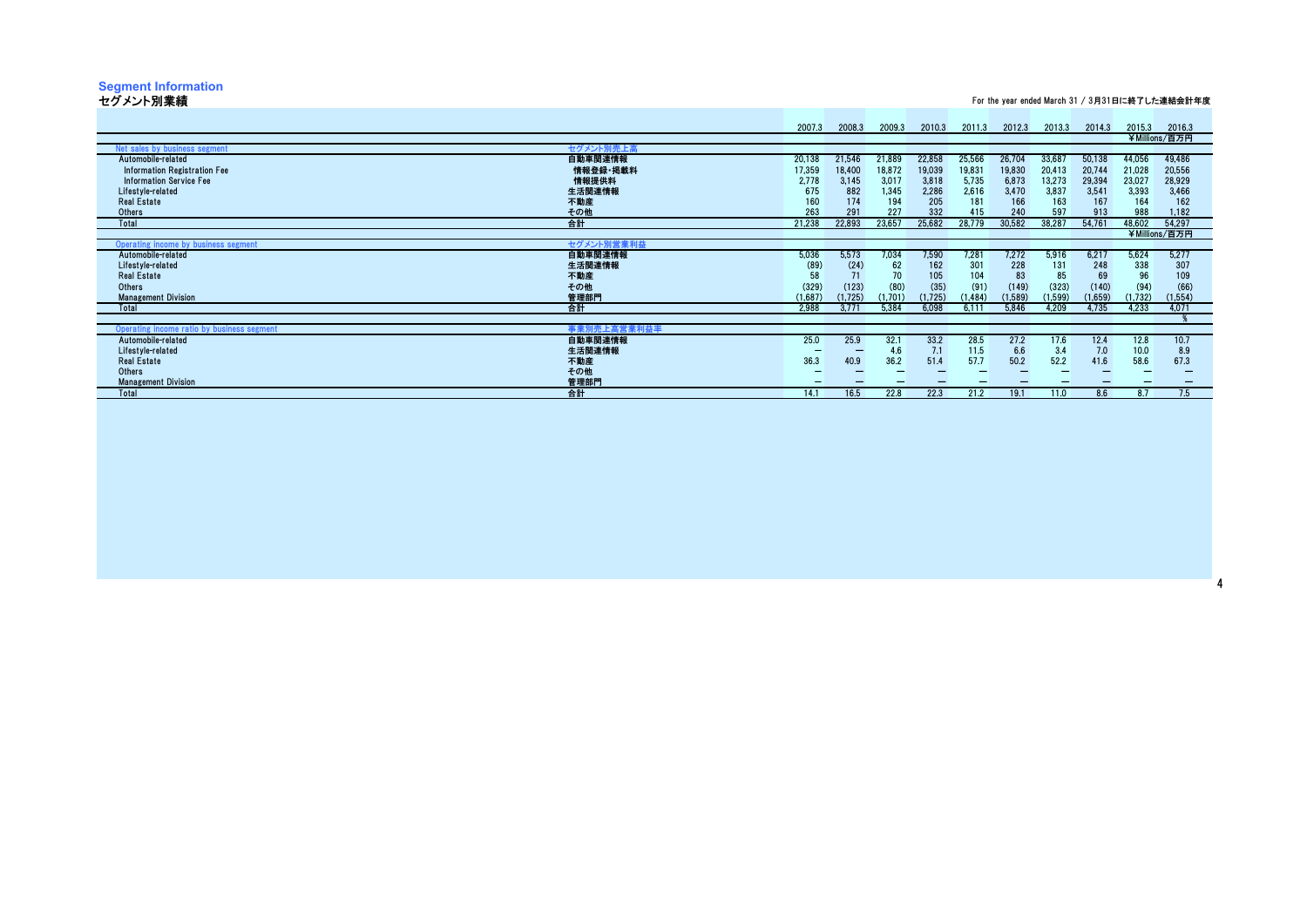# Segment Information
## セグメント別業績

For the year ended March 31 / 3月31日に終了した連結会計年度

| | | 2007.3 | 2008.3 | 2009.3 | 2010.3 | 2011.3 | 2012.3 | 2013.3 | 2014.3 | 2015.3 | 2016.3 |
|---|---|---|---|---|---|---|---|---|---|---|---|
| | | | | | | | | | | ¥Millions/百万円 | |
| Net sales by business segment | セグメント別売上高 | | | | | | | | | | |
| Automobile-related | 自動車関連情報 | 20,138 | 21,546 | 21,889 | 22,858 | 25,566 | 26,704 | 33,687 | 50,138 | 44,056 | 49,486 |
| Information Registration Fee | 情報登録・掲載料 | 17,359 | 18,400 | 18,872 | 19,039 | 19,831 | 19,830 | 20,413 | 20,744 | 21,028 | 20,556 |
| Information Service Fee | 情報提供料 | 2,778 | 3,145 | 3,017 | 3,818 | 5,735 | 6,873 | 13,273 | 29,394 | 23,027 | 28,929 |
| Lifestyle-related | 生活関連情報 | 675 | 882 | 1,345 | 2,286 | 2,616 | 3,470 | 3,837 | 3,541 | 3,393 | 3,466 |
| Real Estate | 不動産 | 160 | 174 | 194 | 205 | 181 | 166 | 163 | 167 | 164 | 162 |
| Others | その他 | 263 | 291 | 227 | 332 | 415 | 240 | 597 | 913 | 988 | 1,182 |
| Total | 合計 | 21,238 | 22,893 | 23,657 | 25,682 | 28,779 | 30,582 | 38,287 | 54,761 | 48,602 | 54,297 |
| | | | | | | | | | | ¥Millions/百万円 | |
| Operating income by business segment | セグメント別営業利益 | | | | | | | | | | |
| Automobile-related | 自動車関連情報 | 5,036 | 5,573 | 7,034 | 7,590 | 7,281 | 7,272 | 5,916 | 6,217 | 5,624 | 5,277 |
| Lifestyle-related | 生活関連情報 | (89) | (24) | 62 | 162 | 301 | 228 | 131 | 248 | 338 | 307 |
| Real Estate | 不動産 | 58 | 71 | 70 | 105 | 104 | 83 | 85 | 69 | 96 | 109 |
| Others | その他 | (329) | (123) | (80) | (35) | (91) | (149) | (323) | (140) | (94) | (66) |
| Management Division | 管理部門 | (1,687) | (1,725) | (1,701) | (1,725) | (1,484) | (1,589) | (1,599) | (1,659) | (1,732) | (1,554) |
| Total | 合計 | 2,988 | 3,771 | 5,384 | 6,098 | 6,111 | 5,846 | 4,209 | 4,735 | 4,233 | 4,071 |
| | | | | | | | | | | | % |
| Operating income ratio by business segment | 事業別売上高営業利益率 | | | | | | | | | | |
| Automobile-related | 自動車関連情報 | 25.0 | 25.9 | 32.1 | 33.2 | 28.5 | 27.2 | 17.6 | 12.4 | 12.8 | 10.7 |
| Lifestyle-related | 生活関連情報 | — | — | 4.6 | 7.1 | 11.5 | 6.6 | 3.4 | 7.0 | 10.0 | 8.9 |
| Real Estate | 不動産 | 36.3 | 40.9 | 36.2 | 51.4 | 57.7 | 50.2 | 52.2 | 41.6 | 58.6 | 67.3 |
| Others | その他 | — | — | — | — | — | — | — | — | — | — |
| Management Division | 管理部門 | — | — | — | — | — | — | — | — | — | — |
| Total | 合計 | 14.1 | 16.5 | 22.8 | 22.3 | 21.2 | 19.1 | 11.0 | 8.6 | 8.7 | 7.5 |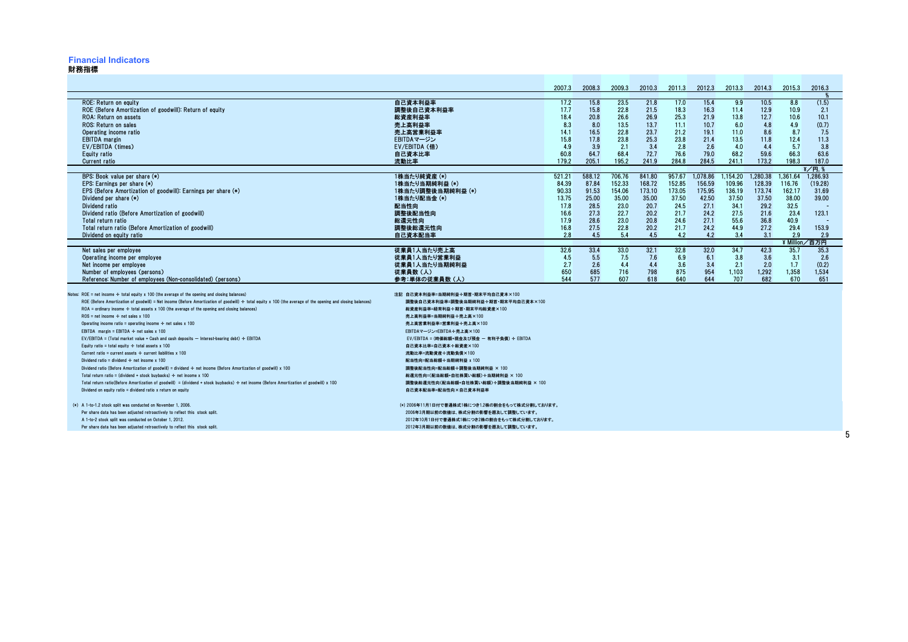# Financial Indicators
## 財務指標

| | | 2007.3 | 2008.3 | 2009.3 | 2010.3 | 2011.3 | 2012.3 | 2013.3 | 2014.3 | 2015.3 | 2016.3 |
|---|---|---|---|---|---|---|---|---|---|---|---|
| | | | | | | | | | | | % |
| ROE: Return on equity | 自己資本利益率 | 17.2 | 15.8 | 23.5 | 21.8 | 17.0 | 15.4 | 9.9 | 10.5 | 8.8 | (1.5) |
| ROE (Before Amortization of goodwill): Return of equity | 調整後自己資本利益率 | 17.7 | 15.8 | 22.8 | 21.5 | 18.3 | 16.3 | 11.4 | 12.9 | 10.9 | 2.1 |
| ROA: Return on assets | 総資産利益率 | 18.4 | 20.8 | 26.6 | 26.9 | 25.3 | 21.9 | 13.8 | 12.7 | 10.6 | 10.1 |
| ROS: Return on sales | 売上高利益率 | 8.3 | 8.0 | 13.5 | 13.7 | 11.1 | 10.7 | 6.0 | 4.8 | 4.9 | (0.7) |
| Operating income ratio | 売上高営業利益率 | 14.1 | 16.5 | 22.8 | 23.7 | 21.2 | 19.1 | 11.0 | 8.6 | 8.7 | 7.5 |
| EBITDA margin | EBITDAマージン | 15.8 | 17.8 | 23.8 | 25.3 | 23.8 | 21.4 | 13.5 | 11.8 | 12.4 | 11.3 |
| EV/EBITDA (times) | EV/EBITDA (倍) | 4.9 | 3.9 | 2.1 | 3.4 | 2.8 | 2.6 | 4.0 | 4.4 | 5.7 | 3.8 |
| Equity ratio | 自己資本比率 | 60.8 | 64.7 | 68.4 | 72.7 | 76.6 | 79.0 | 68.2 | 59.6 | 66.3 | 63.6 |
| Current ratio | 流動比率 | 179.2 | 205.1 | 195.2 | 241.9 | 284.8 | 284.5 | 241.1 | 173.2 | 198.3 | 187.0 |
| | | | | | | | | | | | ¥／円, % |
| BPS: Book value per share (*) | 1株当たり純資産 (*) | 521.21 | 588.12 | 706.76 | 841.80 | 957.67 | 1,078.86 | 1,154.20 | 1,280.38 | 1,361.64 | 1,286.93 |
| EPS: Earnings per share (*) | 1株当たり当期純利益 (*) | 84.39 | 87.84 | 152.33 | 168.72 | 152.85 | 156.59 | 109.96 | 128.39 | 116.76 | (19.28) |
| EPS (Before Amortization of goodwill): Earnings per share (*) | 1株当たり調整後当期純利益 (*) | 90.33 | 91.53 | 154.06 | 173.10 | 173.05 | 175.95 | 136.19 | 173.74 | 162.17 | 31.69 |
| Dividend per share (*) | 1株当たり配当金 (*) | 13.75 | 25.00 | 35.00 | 35.00 | 37.50 | 42.50 | 37.50 | 37.50 | 38.00 | 39.00 |
| Dividend ratio | 配当性向 | 17.8 | 28.5 | 23.0 | 20.7 | 24.5 | 27.1 | 34.1 | 29.2 | 32.5 | - |
| Dividend ratio (Before Amortization of goodwill) | 調整後配当性向 | 16.6 | 27.3 | 22.7 | 20.2 | 21.7 | 24.2 | 27.5 | 21.6 | 23.4 | 123.1 |
| Total return ratio | 総還元性向 | 17.9 | 28.6 | 23.0 | 20.8 | 24.6 | 27.1 | 55.6 | 36.8 | 40.9 | - |
| Total return ratio (Before Amortization of goodwill) | 調整後総還元性向 | 16.8 | 27.5 | 22.8 | 20.2 | 21.7 | 24.2 | 44.9 | 27.2 | 29.4 | 153.9 |
| Dividend on equity ratio | 自己資本配当率 | 2.8 | 4.5 | 5.4 | 4.5 | 4.2 | 4.2 | 3.4 | 3.1 | 2.9 | 2.9 |
| | | | | | | | | | | | ¥ Million／百万円 |
| Net sales per employee | 従業員1人当たり売上高 | 32.6 | 33.4 | 33.0 | 32.1 | 32.8 | 32.0 | 34.7 | 42.3 | 35.7 | 35.3 |
| Operating income per employee | 従業員1人当たり営業利益 | 4.5 | 5.5 | 7.5 | 7.6 | 6.9 | 6.1 | 3.8 | 3.6 | 3.1 | 2.6 |
| Net income per employee | 従業員1人当たり当期純利益 | 2.7 | 2.6 | 4.4 | 4.4 | 3.6 | 3.4 | 2.1 | 2.0 | 1.7 | (0.2) |
| Number of employees (persons) | 従業員数 (人) | 650 | 685 | 716 | 798 | 875 | 954 | 1,103 | 1,292 | 1,358 | 1,534 |
| Reference: Number of employees (Non-consolidated) (persons) | 参考：単体の従業員数 (人) | 544 | 577 | 607 | 618 | 640 | 644 | 707 | 682 | 670 | 651 |

Notes: ROE = net income ÷ total equity x 100 (the average of the opening and closing balances)
ROE (Before Amortization of goodwill) = Net income (Before Amortization of goodwill) ÷ total equity x 100 (the average of the opening and closing balances)
ROA = ordinary income ÷ total assets x 100 (the average of the opening and closing balances)
ROS = net income ÷ net sales x 100
Operating income ratio = operating income ÷ net sales x 100
EBITDA margin = EBITDA ÷ net sales x 100
EV/EBITDA = (Total market value + Cash and cash deposits − Interest-bearing debt) ÷ EBITDA
Equity ratio = total equity ÷ total assets x 100
Current ratio = current assets ÷ current liabilities x 100
Dividend ratio = dividend ÷ net income x 100
Dividend ratio (Before Amortization of goodwill) = dividend ÷ net income (Before Amortization of goodwill) x 100
Total return ratio = (dividend + stock buybacks) ÷ net income x 100
Total return ratio(Before Amortization of goodwill) = (dividend + stock buybacks) ÷ net income (Before Amortization of goodwill) x 100
Dividend on equity ratio = dividend ratio x return on equity

注記 自己資本利益率=当期純利益÷期首・期末平均自己資本×100
調整後自己資本利益率=調整後当期純利益÷期首・期末平均自己資本×100
総資産利益率=経常利益÷期首・期末平均総資産×100
売上高利益率=当期純利益÷売上高×100
売上高営業利益率=営業利益÷売上高×100
EBITDAマージン=EBITDA÷売上高×100
EV/EBITDA = (時価総額+現金及び預金 ー 有利子負債) ÷ EBITDA
自己資本比率=自己資本÷総資産×100
流動比率=流動資産÷流動負債×100
配当性向=配当総額÷当期純利益 x 100
調整後配当性向=配当総額÷調整後当期純利益 × 100
総還元性向=(配当総額+自社株買い総額)÷当期純利益 × 100
調整後総還元性向(配当総額+自社株買い総額)÷調整後当期純利益 × 100
自己資本配当率=配当性向×自己資本利益率

(*) A 1-to-1.2 stock split was conducted on November 1, 2006.
Per share data has been adjusted retroactively to reflect this stock split.
A 1-to-2 stock split was conducted on October 1, 2012.
Per share data has been adjusted retroactively to reflect this stock split.

(*) 2006年11月1日付で普通株式1株につき1.2株の割合をもって株式分割しております。
2006年3月期以前の数値は、株式分割の影響を遡及して調整しています。
2012年10月1日付で普通株式1株につき2株の割合をもって株式分割しております。
2012年3月期以前の数値は、株式分割の影響を遡及して調整しています。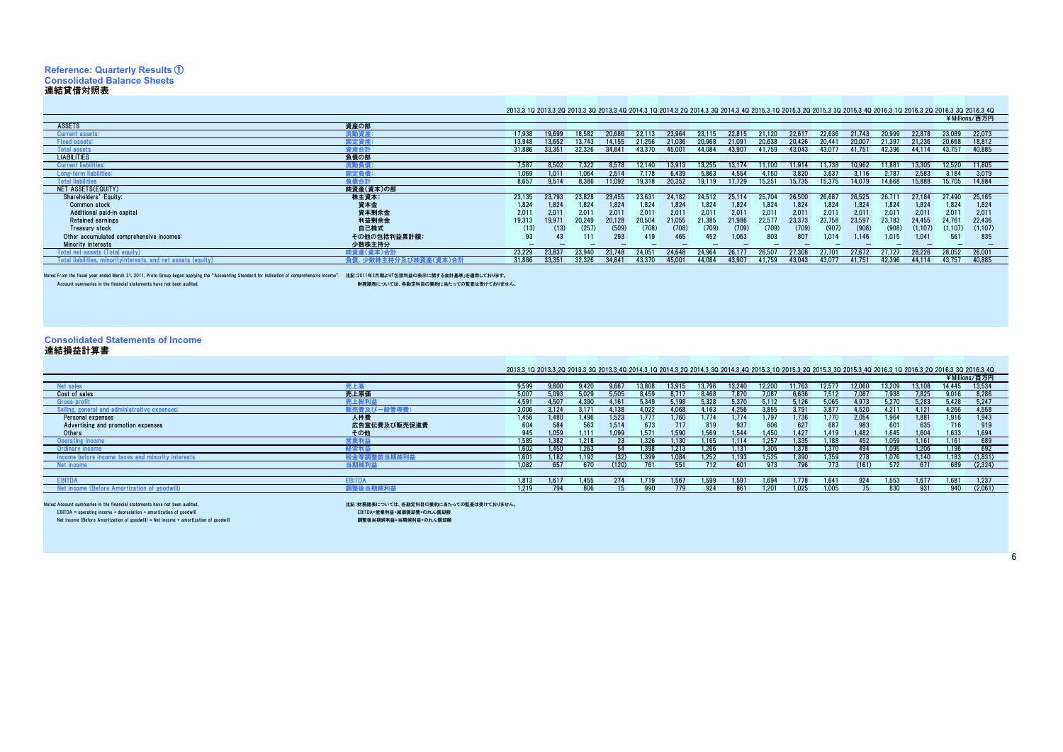## Reference: Quarterly Results ①

### Consolidated Balance Sheets
### 連結貸借対照表

¥Millions/百万円

| | | 2013.3 1Q | 2013.3 2Q | 2013.3 3Q | 2013.3 4Q | 2014.3 1Q | 2014.3 2Q | 2014.3 3Q | 2014.3 4Q | 2015.3 1Q | 2015.3 2Q | 2015.3 3Q | 2015.3 4Q | 2016.3 1Q | 2016.3 2Q | 2016.3 3Q | 2016.3 4Q |
|---|---|---|---|---|---|---|---|---|---|---|---|---|---|---|---|---|---|
| ASSETS | 資産の部 | | | | | | | | | | | | | | | | |
| Current assets: | 流動資産： | 17,938 | 19,699 | 18,582 | 20,686 | 22,113 | 23,964 | 23,115 | 22,815 | 21,120 | 22,617 | 22,636 | 21,743 | 20,999 | 22,878 | 23,089 | 22,073 |
| Fixed assets: | 固定資産： | 13,948 | 13,652 | 13,743 | 14,155 | 21,256 | 21,036 | 20,968 | 21,091 | 20,638 | 20,426 | 20,441 | 20,007 | 21,397 | 21,236 | 20,668 | 18,812 |
| Total assets | 資産合計 | 31,886 | 33,351 | 32,326 | 34,841 | 43,370 | 45,001 | 44,084 | 43,907 | 41,759 | 43,043 | 43,077 | 41,751 | 42,396 | 44,114 | 43,757 | 40,885 |
| LIABILITIES | 負債の部 | | | | | | | | | | | | | | | | |
| Current liabilities: | 流動負債： | 7,587 | 8,502 | 7,322 | 8,578 | 12,140 | 13,913 | 13,255 | 13,174 | 11,100 | 11,914 | 11,738 | 10,962 | 11,881 | 13,305 | 12,520 | 11,805 |
| Long-term liabilities: | 固定負債： | 1,069 | 1,011 | 1,064 | 2,514 | 7,178 | 6,439 | 5,863 | 4,554 | 4,150 | 3,820 | 3,637 | 3,116 | 2,787 | 2,583 | 3,184 | 3,079 |
| Total liabilities | 負債合計 | 8,657 | 9,514 | 8,386 | 11,092 | 19,318 | 20,352 | 19,119 | 17,729 | 15,251 | 15,735 | 15,375 | 14,079 | 14,668 | 15,888 | 15,705 | 14,884 |
| NET ASSETS(EQUITY) | 純資産(資本)の部 | | | | | | | | | | | | | | | | |
| Shareholders' Equity: | 株主資本： | 23,135 | 23,793 | 23,828 | 23,455 | 23,631 | 24,182 | 24,512 | 25,114 | 25,704 | 26,500 | 26,687 | 26,525 | 26,711 | 27,184 | 27,490 | 25,165 |
| Common stock | 資本金 | 1,824 | 1,824 | 1,824 | 1,824 | 1,824 | 1,824 | 1,824 | 1,824 | 1,824 | 1,824 | 1,824 | 1,824 | 1,824 | 1,824 | 1,824 | 1,824 |
| Additional paid-in capital | 資本剰余金 | 2,011 | 2,011 | 2,011 | 2,011 | 2,011 | 2,011 | 2,011 | 2,011 | 2,011 | 2,011 | 2,011 | 2,011 | 2,011 | 2,011 | 2,011 | 2,011 |
| Retained earnings | 利益剰余金 | 19,313 | 19,971 | 20,249 | 20,128 | 20,504 | 21,055 | 21,385 | 21,986 | 22,577 | 23,373 | 23,758 | 23,597 | 23,783 | 24,455 | 24,761 | 22,436 |
| Treasury stock | 自己株式 | (13) | (13) | (257) | (509) | (708) | (708) | (709) | (709) | (709) | (709) | (907) | (908) | (908) | (1,107) | (1,107) | (1,107) |
| Other accumulated comprehensive incomes: | その他の包括利益累計額： | 93 | 43 | 111 | 293 | 419 | 465 | 452 | 1,063 | 803 | 807 | 1,014 | 1,146 | 1,015 | 1,041 | 561 | 835 |
| Minority interests | 少数株主持分 | — | — | — | — | — | — | — | — | — | — | — | — | — | — | — | — |
| Total net assets (Total equity) | 純資産(資本)合計 | 23,229 | 23,837 | 23,940 | 23,748 | 24,051 | 24,648 | 24,964 | 26,177 | 26,507 | 27,308 | 27,701 | 27,672 | 27,727 | 28,226 | 28,052 | 26,001 |
| Total liabilities, minorityinterests, and net assets (equity) | 負債、少数株主持分及び純資産(資本)合計 | 31,886 | 33,351 | 32,326 | 34,841 | 43,370 | 45,001 | 44,084 | 43,907 | 41,759 | 43,043 | 43,077 | 41,751 | 42,396 | 44,114 | 43,757 | 40,885 |

Notes: From the fiscal year ended March 31, 2011, Proto Group began applying the "Accounting Standard for indication of comprehensive income".　注記：2011年3月期より「包括利益の表示に関する会計基準」を適用しております。

Account summaries in the financial statements have not been audited.　財務諸表については、各勘定科目の要約に当たっての監査は受けておりません。

### Consolidated Statements of Income
### 連結損益計算書

¥Millions/百万円

| | | 2013.3 1Q | 2013.3 2Q | 2013.3 3Q | 2013.3 4Q | 2014.3 1Q | 2014.3 2Q | 2014.3 3Q | 2014.3 4Q | 2015.3 1Q | 2015.3 2Q | 2015.3 3Q | 2015.3 4Q | 2016.3 1Q | 2016.3 2Q | 2016.3 3Q | 2016.3 4Q |
|---|---|---|---|---|---|---|---|---|---|---|---|---|---|---|---|---|---|
| Net sales | 売上高 | 9,599 | 9,600 | 9,420 | 9,667 | 13,808 | 13,915 | 13,796 | 13,240 | 12,200 | 11,763 | 12,577 | 12,060 | 13,209 | 13,108 | 14,445 | 13,534 |
| Cost of sales | 売上原価 | 5,007 | 5,093 | 5,029 | 5,505 | 8,459 | 8,717 | 8,468 | 7,870 | 7,087 | 6,636 | 7,512 | 7,087 | 7,938 | 7,825 | 9,016 | 8,286 |
| Gross profit | 売上総利益 | 4,591 | 4,507 | 4,390 | 4,161 | 5,349 | 5,198 | 5,328 | 5,370 | 5,112 | 5,126 | 5,065 | 4,973 | 5,270 | 5,283 | 5,428 | 5,247 |
| Selling, general and administrative expenses: | 販売費及び一般管理費： | 3,006 | 3,124 | 3,171 | 4,138 | 4,022 | 4,068 | 4,163 | 4,256 | 3,855 | 3,791 | 3,877 | 4,520 | 4,211 | 4,121 | 4,266 | 4,558 |
| Personal expenses | 人件費 | 1,456 | 1,480 | 1,496 | 1,523 | 1,777 | 1,760 | 1,774 | 1,774 | 1,797 | 1,736 | 1,770 | 2,054 | 1,964 | 1,881 | 1,916 | 1,943 |
| Advertising and promotion expenses | 広告宣伝費及び販売促進費 | 604 | 584 | 563 | 1,514 | 673 | 717 | 819 | 937 | 606 | 627 | 687 | 983 | 601 | 635 | 716 | 919 |
| Others | その他 | 945 | 1,059 | 1,111 | 1,099 | 1,571 | 1,590 | 1,569 | 1,544 | 1,450 | 1,427 | 1,419 | 1,482 | 1,645 | 1,604 | 1,633 | 1,694 |
| Operating income | 営業利益 | 1,585 | 1,382 | 1,218 | 23 | 1,326 | 1,130 | 1,165 | 1,114 | 1,257 | 1,335 | 1,188 | 452 | 1,059 | 1,161 | 1,161 | 689 |
| Ordinary income | 経常利益 | 1,602 | 1,450 | 1,263 | 54 | 1,398 | 1,213 | 1,266 | 1,131 | 1,305 | 1,378 | 1,370 | 494 | 1,095 | 1,206 | 1,196 | 692 |
| Income before income taxes and minority interests | 税金等調整前当期純利益 | 1,601 | 1,182 | 1,192 | (32) | 1,399 | 1,084 | 1,252 | 1,193 | 1,525 | 1,390 | 1,359 | 278 | 1,076 | 1,140 | 1,183 | (1,831) |
| Net income | 当期純利益 | 1,082 | 657 | 670 | (120) | 761 | 551 | 712 | 601 | 973 | 796 | 773 | (161) | 572 | 671 | 689 | (2,324) |
| | | | | | | | | | | | | | | | | | |
| EBITDA | EBITDA | 1,813 | 1,617 | 1,455 | 274 | 1,719 | 1,567 | 1,599 | 1,597 | 1,694 | 1,778 | 1,641 | 924 | 1,553 | 1,677 | 1,681 | 1,237 |
| Net income (Before Amortization of goodwill) | 調整後当期純利益 | 1,219 | 794 | 806 | 15 | 990 | 779 | 924 | 861 | 1,201 | 1,025 | 1,005 | 75 | 830 | 931 | 940 | (2,061) |

Notes: Account summaries in the financial statements have not been audited.　注記：財務諸表については、各勘定科目の要約に当たっての監査は受けておりません。

EBITDA = operating income + depreciation + amortization of goodwill　EBITDA=営業利益+減価償却費+のれん償却額

Net income (Before Amortization of goodwill) = Net income + amortization of goodwill　調整後当期純利益=当期純利益+のれん償却額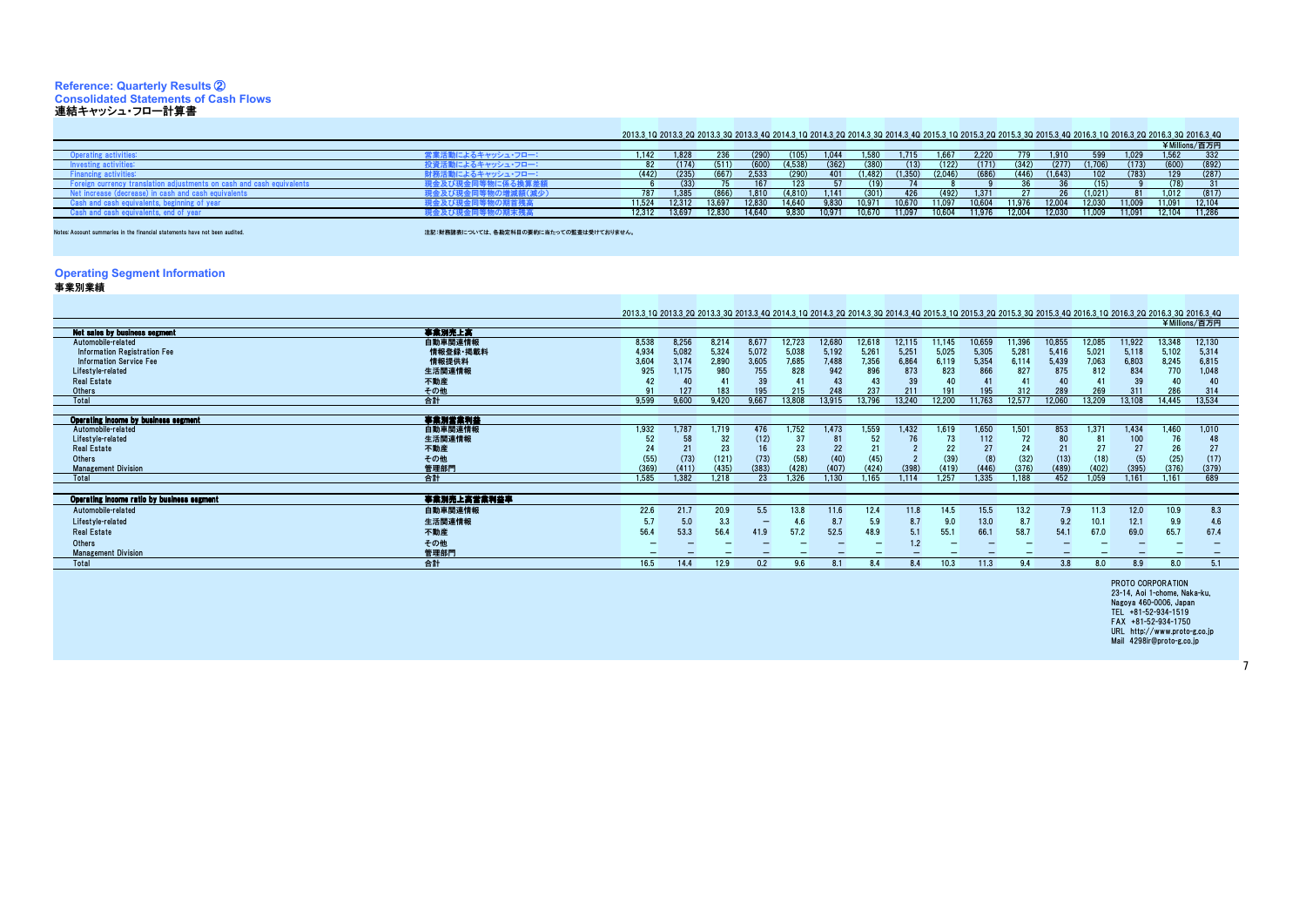## Reference: Quarterly Results ②

### Consolidated Statements of Cash Flows

### 連結キャッシュ・フロー計算書

| | | 2013.3 1Q | 2013.3 2Q | 2013.3 3Q | 2013.3 4Q | 2014.3 1Q | 2014.3 2Q | 2014.3 3Q | 2014.3 4Q | 2015.3 1Q | 2015.3 2Q | 2015.3 3Q | 2015.3 4Q | 2016.3 1Q | 2016.3 2Q | 2016.3 3Q | 2016.3 4Q |
|---|---|---|---|---|---|---|---|---|---|---|---|---|---|---|---|---|---|
| | | | | | | | | | | | | | | | | | ¥Millions/百万円 |
| Operating activities: | 営業活動によるキャッシュ・フロー: | 1,142 | 1,828 | 236 | (290) | (105) | 1,044 | 1,580 | 1,715 | 1,667 | 2,220 | 779 | 1,910 | 599 | 1,029 | 1,562 | 332 |
| Investing activities: | 投資活動によるキャッシュ・フロー: | 82 | (174) | (511) | (600) | (4,538) | (362) | (380) | (13) | (122) | (171) | (342) | (277) | (1,706) | (173) | (600) | (892) |
| Financing activities: | 財務活動によるキャッシュ・フロー: | (442) | (235) | (667) | 2,533 | (290) | 401 | (1,482) | (1,350) | (2,046) | (686) | (446) | (1,643) | 102 | (783) | 129 | (287) |
| Foreign currency translation adjustments on cash and cash equivalents | 現金及び現金同等物に係る換算差額 | 6 | (33) | 75 | 167 | 123 | 57 | (19) | 74 | 8 | 9 | 36 | 36 | (15) | 9 | (78) | 31 |
| Net increase (decrease) in cash and cash equivalents | 現金及び現金同等物の増減額(減少) | 787 | 1,385 | (866) | 1,810 | (4,810) | 1,141 | (301) | 426 | (492) | 1,371 | 27 | 26 | (1,021) | 81 | 1,012 | (817) |
| Cash and cash equivalents, beginning of year | 現金及び現金同等物の期首残高 | 11,524 | 12,312 | 13,697 | 12,830 | 14,640 | 9,830 | 10,971 | 10,670 | 11,097 | 10,604 | 11,976 | 12,004 | 12,030 | 11,009 | 11,091 | 12,104 |
| Cash and cash equivalents, end of year | 現金及び現金同等物の期末残高 | 12,312 | 13,697 | 12,830 | 14,640 | 9,830 | 10,971 | 10,670 | 11,097 | 10,604 | 11,976 | 12,004 | 12,030 | 11,009 | 11,091 | 12,104 | 11,286 |

Notes: Account summaries in the financial statements have not been audited.

注記：財務諸表については、各勘定科目の要約に当たっての監査は受けておりません。

## Operating Segment Information

### 事業別業績

| | | 2013.3 1Q | 2013.3 2Q | 2013.3 3Q | 2013.3 4Q | 2014.3 1Q | 2014.3 2Q | 2014.3 3Q | 2014.3 4Q | 2015.3 1Q | 2015.3 2Q | 2015.3 3Q | 2015.3 4Q | 2016.3 1Q | 2016.3 2Q | 2016.3 3Q | 2016.3 4Q |
|---|---|---|---|---|---|---|---|---|---|---|---|---|---|---|---|---|---|
| | | | | | | | | | | | | | | | | | ¥Millions/百万円 |
| **Net sales by business segment** | **事業別売上高** | | | | | | | | | | | | | | | | |
| Automobile-related | 自動車関連情報 | 8,538 | 8,256 | 8,214 | 8,677 | 12,723 | 12,680 | 12,618 | 12,115 | 11,145 | 10,659 | 11,396 | 10,855 | 12,085 | 11,922 | 13,348 | 12,130 |
| Information Registration Fee | 情報登録・掲載料 | 4,934 | 5,082 | 5,324 | 5,072 | 5,038 | 5,192 | 5,261 | 5,251 | 5,025 | 5,305 | 5,281 | 5,416 | 5,021 | 5,118 | 5,102 | 5,314 |
| Information Service Fee | 情報提供料 | 3,604 | 3,174 | 2,890 | 3,605 | 7,685 | 7,488 | 7,356 | 6,864 | 6,119 | 5,354 | 6,114 | 5,439 | 7,063 | 6,803 | 8,245 | 6,815 |
| Lifestyle-related | 生活関連情報 | 925 | 1,175 | 980 | 755 | 828 | 942 | 896 | 873 | 823 | 866 | 827 | 875 | 812 | 834 | 770 | 1,048 |
| Real Estate | 不動産 | 42 | 40 | 41 | 39 | 41 | 43 | 43 | 39 | 40 | 41 | 41 | 40 | 41 | 39 | 40 | 40 |
| Others | その他 | 91 | 127 | 183 | 195 | 215 | 248 | 237 | 211 | 191 | 195 | 312 | 289 | 269 | 311 | 286 | 314 |
| Total | 合計 | 9,599 | 9,600 | 9,420 | 9,667 | 13,808 | 13,915 | 13,796 | 13,240 | 12,200 | 11,763 | 12,577 | 12,060 | 13,209 | 13,108 | 14,445 | 13,534 |
| **Operating income by business segment** | **事業別営業利益** | | | | | | | | | | | | | | | | |
| Automobile-related | 自動車関連情報 | 1,932 | 1,787 | 1,719 | 476 | 1,752 | 1,473 | 1,559 | 1,432 | 1,619 | 1,650 | 1,501 | 853 | 1,371 | 1,434 | 1,460 | 1,010 |
| Lifestyle-related | 生活関連情報 | 52 | 58 | 32 | (12) | 37 | 81 | 52 | 76 | 73 | 112 | 72 | 80 | 81 | 100 | 76 | 48 |
| Real Estate | 不動産 | 24 | 21 | 23 | 16 | 23 | 22 | 21 | 2 | 22 | 27 | 24 | 21 | 27 | 27 | 26 | 27 |
| Others | その他 | (55) | (73) | (121) | (73) | (58) | (40) | (45) | 2 | (39) | (8) | (32) | (13) | (18) | (5) | (25) | (17) |
| Management Division | 管理部門 | (369) | (411) | (435) | (383) | (428) | (407) | (424) | (398) | (419) | (446) | (376) | (489) | (402) | (395) | (376) | (379) |
| Total | 合計 | 1,585 | 1,382 | 1,218 | 23 | 1,326 | 1,130 | 1,165 | 1,114 | 1,257 | 1,335 | 1,188 | 452 | 1,059 | 1,161 | 1,161 | 689 |
| **Operating income ratio by business segment** | **事業別売上高営業利益率** | | | | | | | | | | | | | | | | |
| Automobile-related | 自動車関連情報 | 22.6 | 21.7 | 20.9 | 5.5 | 13.8 | 11.6 | 12.4 | 11.8 | 14.5 | 15.5 | 13.2 | 7.9 | 11.3 | 12.0 | 10.9 | 8.3 |
| Lifestyle-related | 生活関連情報 | 5.7 | 5.0 | 3.3 | — | 4.6 | 8.7 | 5.9 | 8.7 | 9.0 | 13.0 | 8.7 | 9.2 | 10.1 | 12.1 | 9.9 | 4.6 |
| Real Estate | 不動産 | 56.4 | 53.3 | 56.4 | 41.9 | 57.2 | 52.5 | 48.9 | 5.1 | 55.1 | 66.1 | 58.7 | 54.1 | 67.0 | 69.0 | 65.7 | 67.4 |
| Others | その他 | — | — | — | — | — | — | — | 1.2 | — | — | — | — | — | — | — | — |
| Management Division | 管理部門 | — | — | — | — | — | — | — | — | — | — | — | — | — | — | — | — |
| Total | 合計 | 16.5 | 14.4 | 12.9 | 0.2 | 9.6 | 8.1 | 8.4 | 8.4 | 10.3 | 11.3 | 9.4 | 3.8 | 8.0 | 8.9 | 8.0 | 5.1 |

PROTO CORPORATION
23-14, Aoi 1-chome, Naka-ku,
Nagoya 460-0006, Japan
TEL +81-52-934-1519
FAX +81-52-934-1750
URL http://www.proto-g.co.jp
Mail 4298ir@proto-g.co.jp